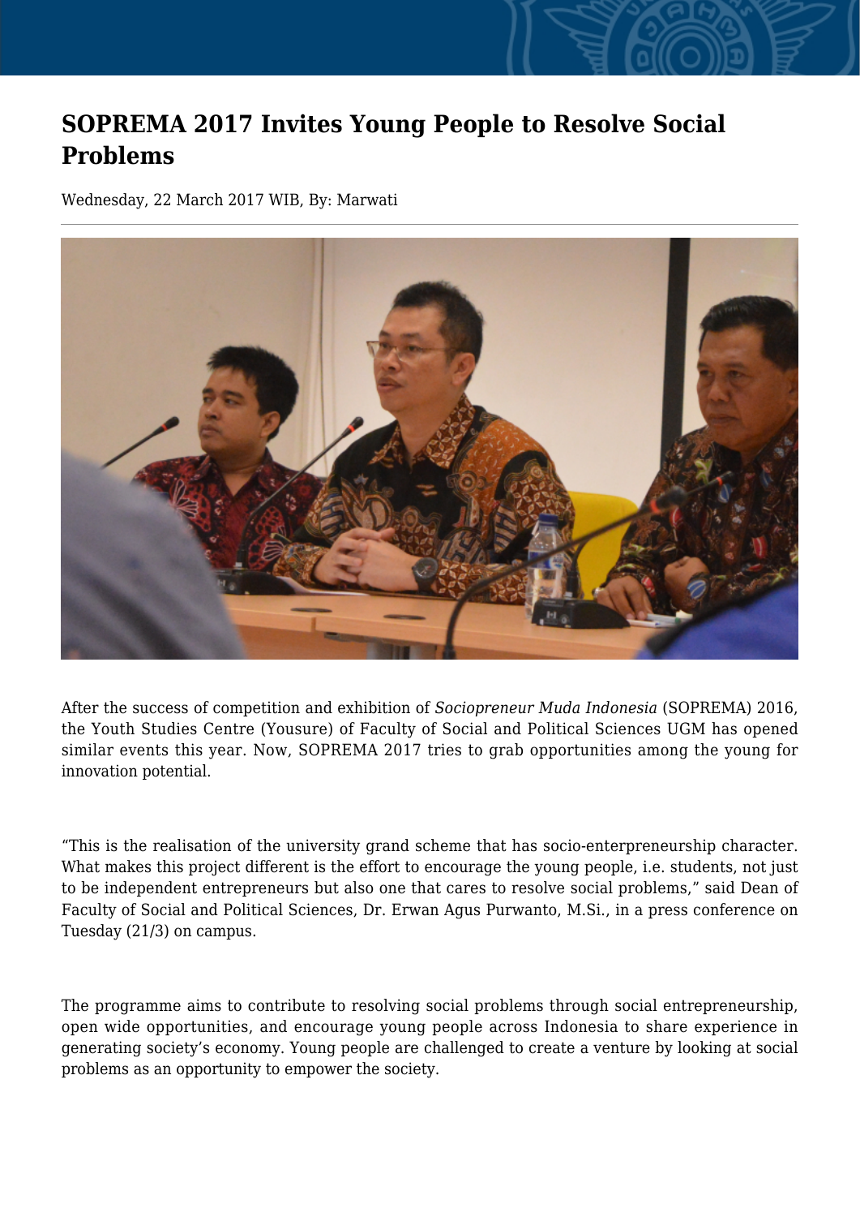# SOPREMA 2017 Invites Young People to Resolve Social Problems

Wednesday, 22 March 2017 WIB, By: Marwati

After the success of competition and exhibition of *Sociopreneur Muda Indonesia* (SOPREMA) 2016, the Youth Studies Centre (Yousure) of Faculty of Social and Political Sciences UGM has opened similar events this year. Now, SOPREMA 2017 tries to grab opportunities among the young for innovation potential.

“This is the realisation of the university grand scheme that has socio-enterpreneurship character. What makes this project different is the effort to encourage the young people, i.e. students, not just to be independent entrepreneurs but also one that cares to resolve social problems,” said Dean of Faculty of Social and Political Sciences, Dr. Erwan Agus Purwanto, M.Si., in a press conference on Tuesday (21/3) on campus.

The programme aims to contribute to resolving social problems through social entrepreneurship, open wide opportunities, and encourage young people across Indonesia to share experience in generating society’s economy. Young people are challenged to create a venture by looking at social problems as an opportunity to empower the society.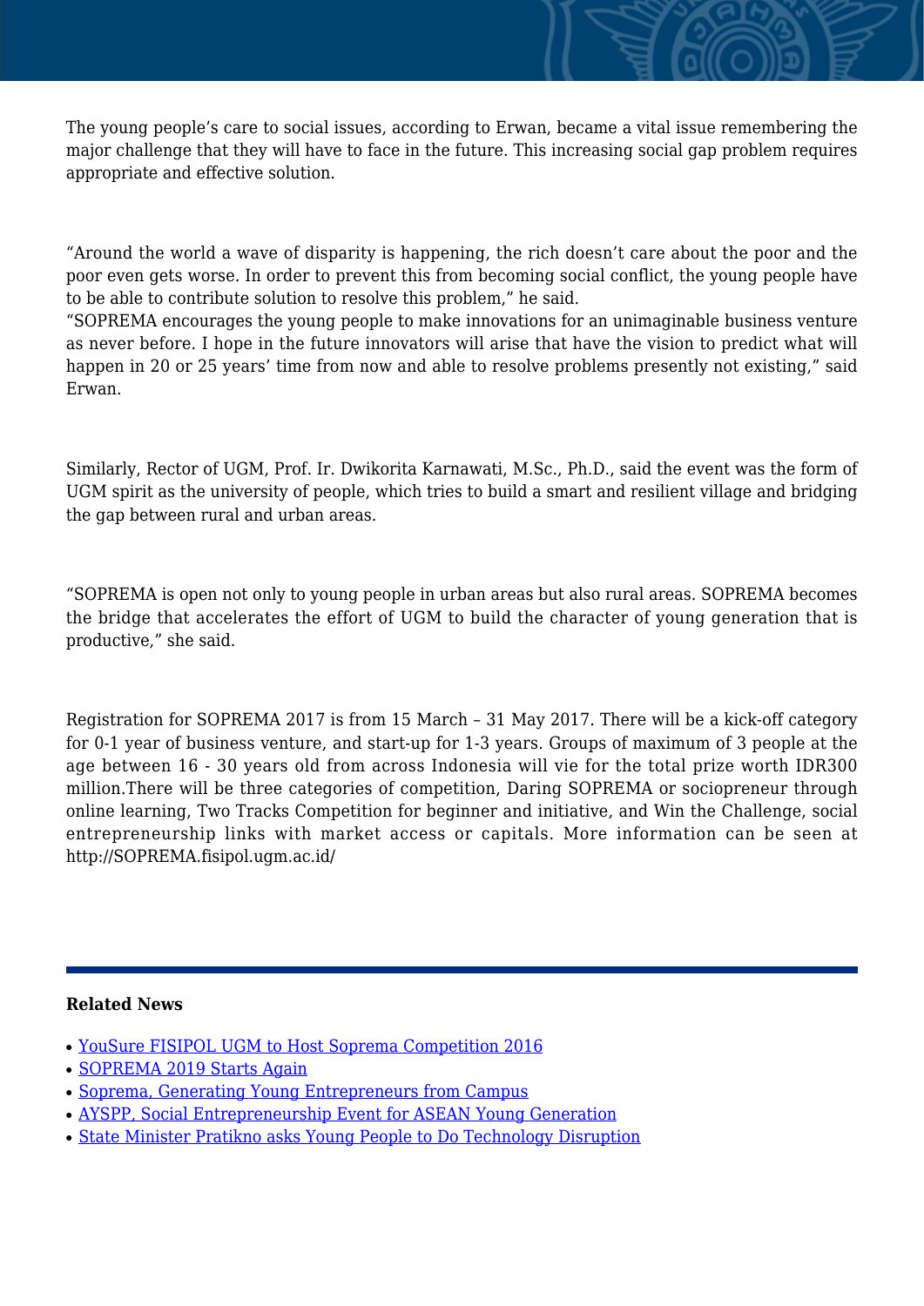The young people's care to social issues, according to Erwan, became a vital issue remembering the major challenge that they will have to face in the future. This increasing social gap problem requires appropriate and effective solution.

"Around the world a wave of disparity is happening, the rich doesn't care about the poor and the poor even gets worse. In order to prevent this from becoming social conflict, the young people have to be able to contribute solution to resolve this problem," he said.
"SOPREMA encourages the young people to make innovations for an unimaginable business venture as never before. I hope in the future innovators will arise that have the vision to predict what will happen in 20 or 25 years' time from now and able to resolve problems presently not existing," said Erwan.

Similarly, Rector of UGM, Prof. Ir. Dwikorita Karnawati, M.Sc., Ph.D., said the event was the form of UGM spirit as the university of people, which tries to build a smart and resilient village and bridging the gap between rural and urban areas.

"SOPREMA is open not only to young people in urban areas but also rural areas. SOPREMA becomes the bridge that accelerates the effort of UGM to build the character of young generation that is productive," she said.

Registration for SOPREMA 2017 is from 15 March – 31 May 2017. There will be a kick-off category for 0-1 year of business venture, and start-up for 1-3 years. Groups of maximum of 3 people at the age between 16 - 30 years old from across Indonesia will vie for the total prize worth IDR300 million.There will be three categories of competition, Daring SOPREMA or sociopreneur through online learning, Two Tracks Competition for beginner and initiative, and Win the Challenge, social entrepreneurship links with market access or capitals. More information can be seen at http://SOPREMA.fisipol.ugm.ac.id/

**Related News**

- YouSure FISIPOL UGM to Host Soprema Competition 2016
- SOPREMA 2019 Starts Again
- Soprema, Generating Young Entrepreneurs from Campus
- AYSPP, Social Entrepreneurship Event for ASEAN Young Generation
- State Minister Pratikno asks Young People to Do Technology Disruption